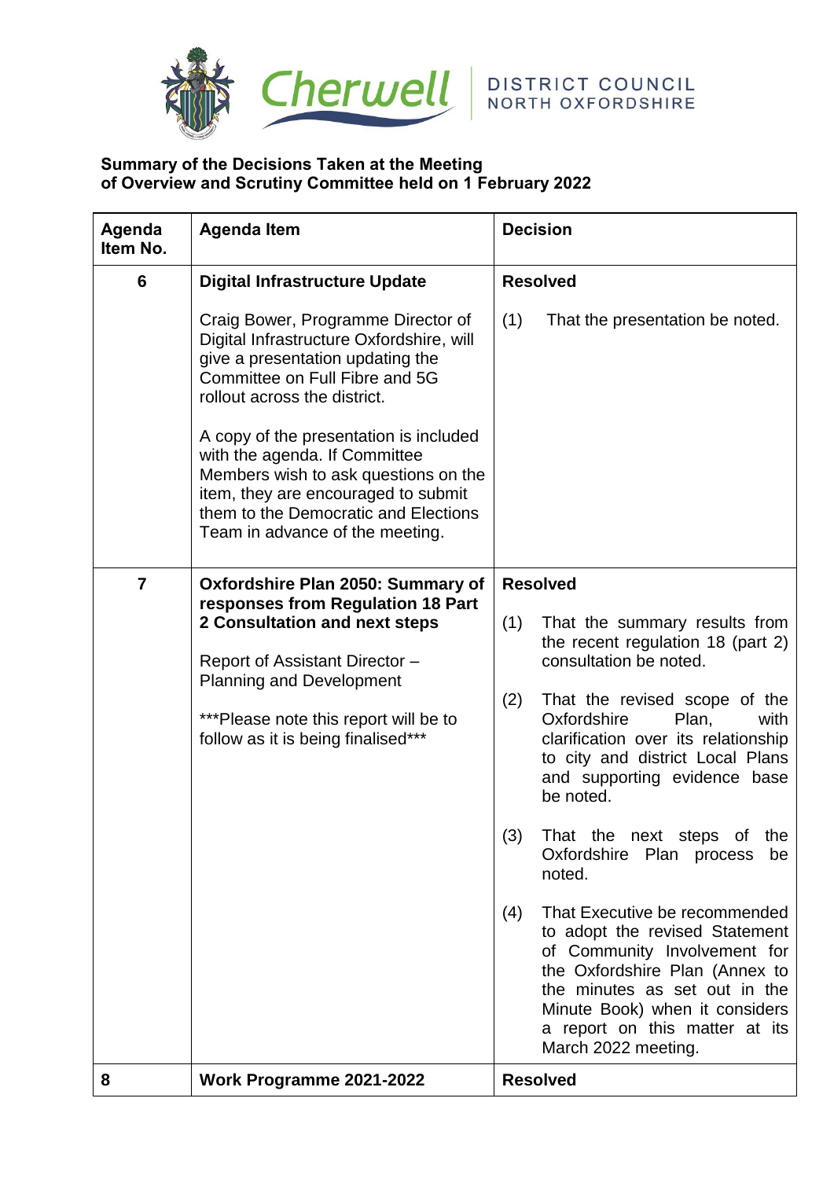Cherwell DISTRICT COUNCIL NORTH OXFORDSHIRE

**Summary of the Decisions Taken at the Meeting of Overview and Scrutiny Committee held on 1 February 2022**

| Agenda Item No. | Agenda Item | Decision |
|---|---|---|
| 6 | **Digital Infrastructure Update**<br><br>Craig Bower, Programme Director of Digital Infrastructure Oxfordshire, will give a presentation updating the Committee on Full Fibre and 5G rollout across the district.<br><br>A copy of the presentation is included with the agenda. If Committee Members wish to ask questions on the item, they are encouraged to submit them to the Democratic and Elections Team in advance of the meeting. | **Resolved**<br><br>(1) That the presentation be noted. |
| 7 | **Oxfordshire Plan 2050: Summary of responses from Regulation 18 Part 2 Consultation and next steps**<br><br>Report of Assistant Director – Planning and Development<br><br>***Please note this report will be to follow as it is being finalised*** | **Resolved**<br><br>(1) That the summary results from the recent regulation 18 (part 2) consultation be noted.<br><br>(2) That the revised scope of the Oxfordshire Plan, with clarification over its relationship to city and district Local Plans and supporting evidence base be noted.<br><br>(3) That the next steps of the Oxfordshire Plan process be noted.<br><br>(4) That Executive be recommended to adopt the revised Statement of Community Involvement for the Oxfordshire Plan (Annex to the minutes as set out in the Minute Book) when it considers a report on this matter at its March 2022 meeting. |
| 8 | **Work Programme 2021-2022** | **Resolved** |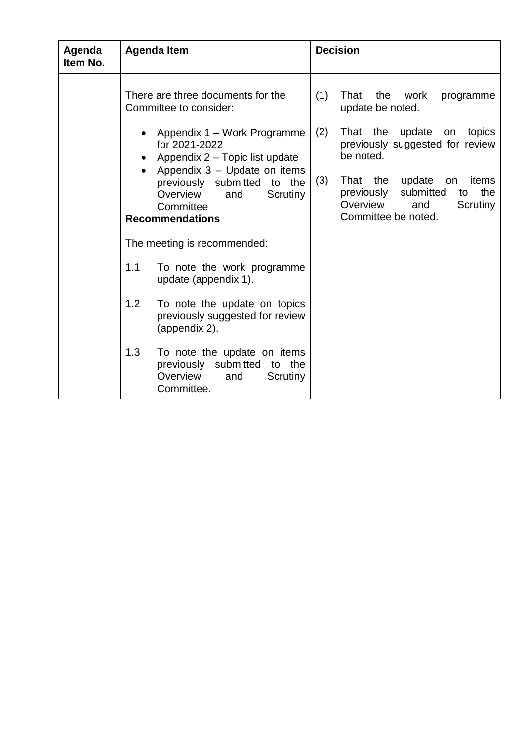| Agenda Item No. | Agenda Item | Decision |
|---|---|---|
| | There are three documents for the Committee to consider:<br><br>• Appendix 1 – Work Programme for 2021-2022<br>• Appendix 2 – Topic list update<br>• Appendix 3 – Update on items previously submitted to the Overview and Scrutiny Committee<br><br>**Recommendations**<br><br>The meeting is recommended:<br><br>1.1 To note the work programme update (appendix 1).<br><br>1.2 To note the update on topics previously suggested for review (appendix 2).<br><br>1.3 To note the update on items previously submitted to the Overview and Scrutiny Committee. | (1) That the work programme update be noted.<br><br>(2) That the update on topics previously suggested for review be noted.<br><br>(3) That the update on items previously submitted to the Overview and Scrutiny Committee be noted. |